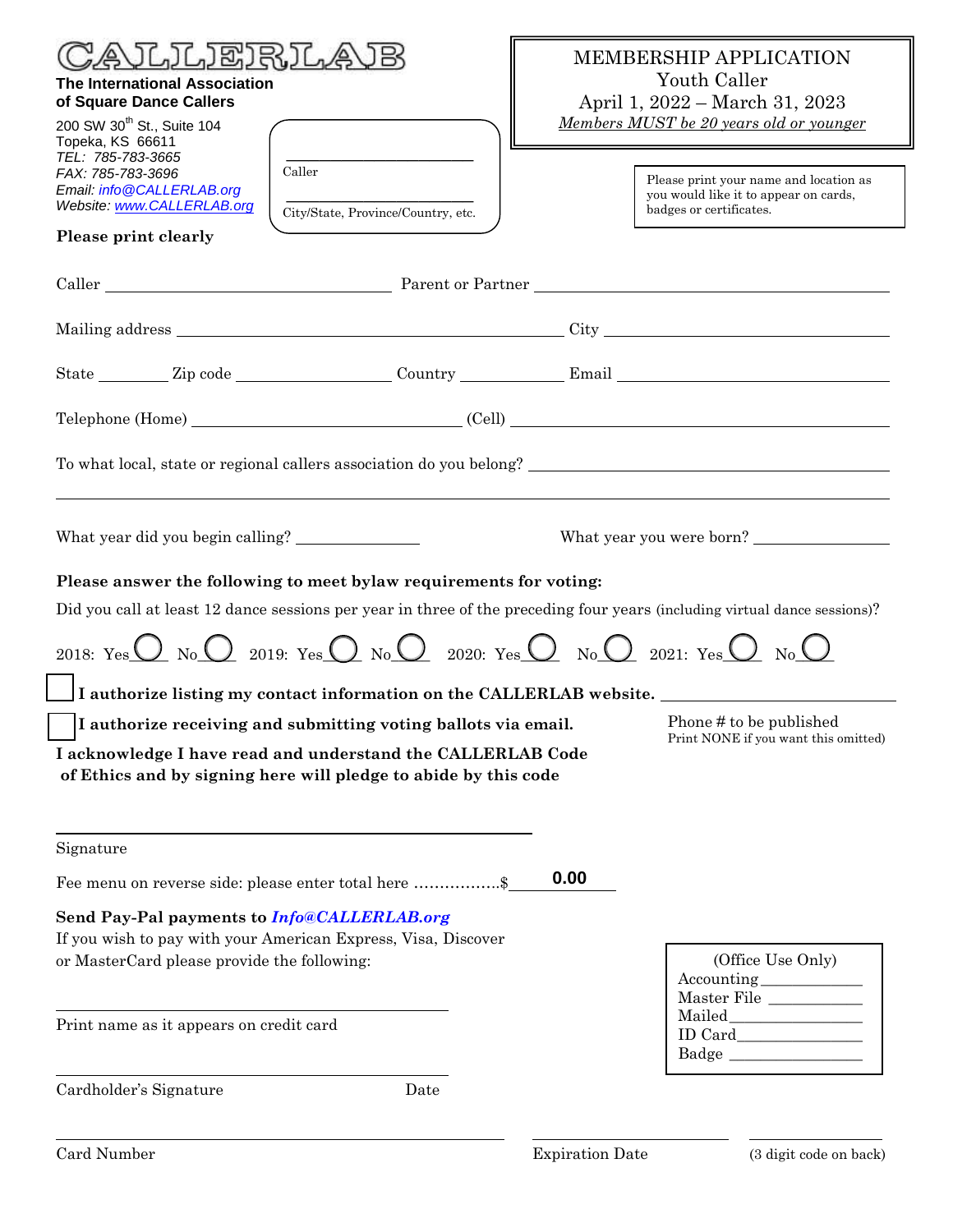# CALLERLAB

**The International Association of Square Dance Callers**

200 SW 30th St., Suite 104
Topeka, KS 66611
*TEL: 785-783-3665*
*FAX: 785-783-3696*
*Email: info@CALLERLAB.org*
*Website: www.CALLERLAB.org*

## MEMBERSHIP APPLICATION
Youth Caller
April 1, 2022 – March 31, 2023
*Members MUST be 20 years old or younger*

Caller ____________________

City/State, Province/Country, etc. ____________________

Please print your name and location as you would like it to appear on cards, badges or certificates.

**Please print clearly**

Caller ____________________ Parent or Partner ____________________

Mailing address ____________________ City ____________________

State ________ Zip code ____________ Country ____________ Email ____________________

Telephone (Home) ____________________ (Cell) ____________________

To what local, state or regional callers association do you belong? ____________________

What year did you begin calling? ____________ What year you were born? ____________

**Please answer the following to meet bylaw requirements for voting:**

Did you call at least 12 dance sessions per year in three of the preceding four years (including virtual dance sessions)?

2018: Yes ◯ No ◯ 2019: Yes ◯ No ◯ 2020: Yes ◯ No ◯ 2021: Yes ◯ No ◯

☐ **I authorize listing my contact information on the CALLERLAB website.** ____________________

☐ **I authorize receiving and submitting voting ballots via email.**

Phone # to be published
Print NONE if you want this omitted)

**I acknowledge I have read and understand the CALLERLAB Code of Ethics and by signing here will pledge to abide by this code**

____________________
Signature

Fee menu on reverse side: please enter total here ……………..$ **0.00**

**Send Pay-Pal payments to *Info@CALLERLAB.org***

If you wish to pay with your American Express, Visa, Discover or MasterCard please provide the following:

____________________
Print name as it appears on credit card

____________________
Cardholder's Signature Date

(Office Use Only)
Accounting ____________
Master File ____________
Mailed ____________
ID Card ____________
Badge ____________

____________________ Card Number
____________ Expiration Date
____________ (3 digit code on back)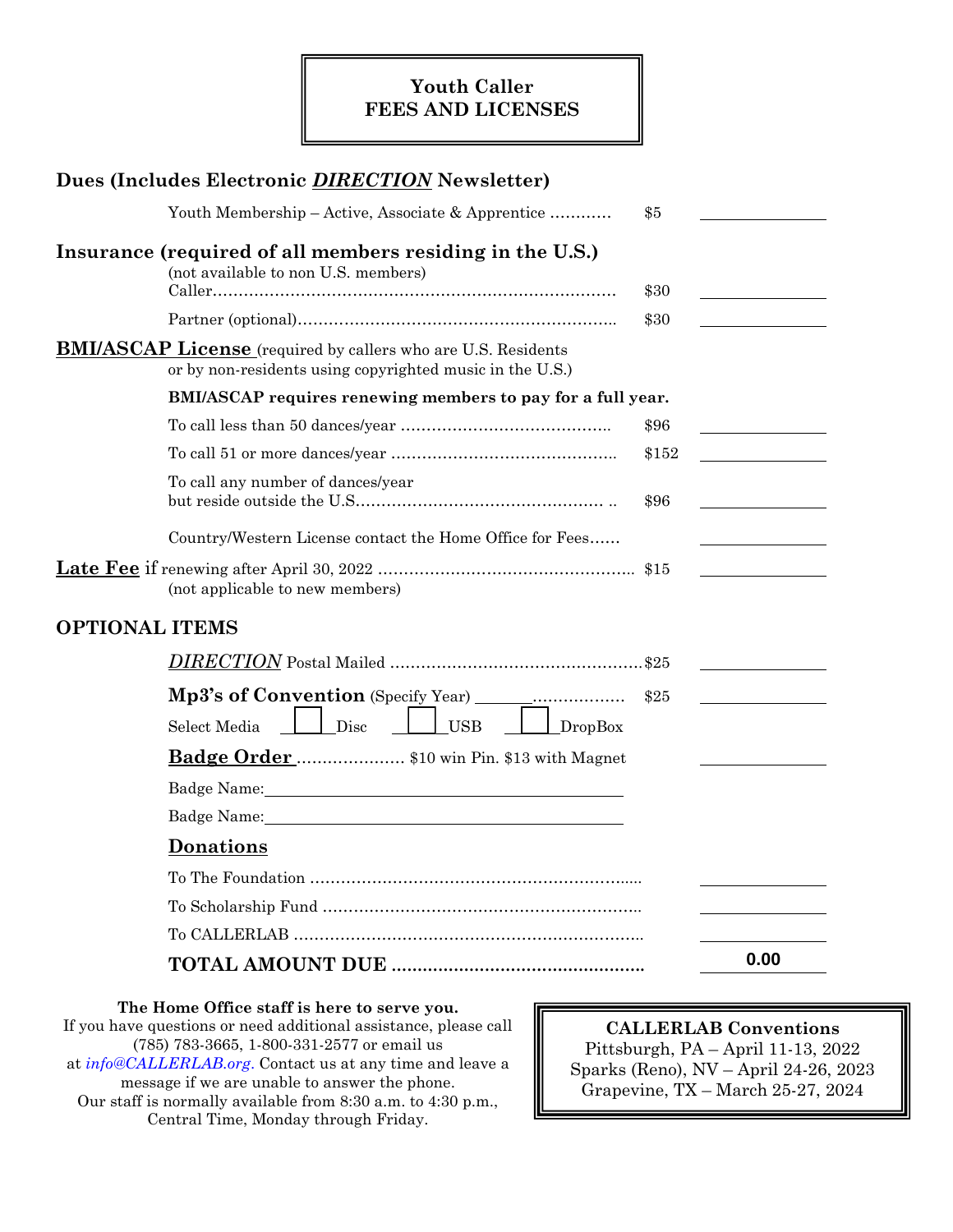# Youth Caller
# FEES AND LICENSES

## Dues (Includes Electronic *DIRECTION* Newsletter)

| | | |
|---|---|---|
| Youth Membership – Active, Associate & Apprentice ………… | $5 | ________ |

## Insurance (required of all members residing in the U.S.)

(not available to non U.S. members)

| | | |
|---|---|---|
| Caller……………………………………………………………………… | $30 | ________ |
| Partner (optional)…………………………………………………….. | $30 | ________ |

## BMI/ASCAP License (required by callers who are U.S. Residents or by non-residents using copyrighted music in the U.S.)

**BMI/ASCAP requires renewing members to pay for a full year.**

| | | |
|---|---|---|
| To call less than 50 dances/year ………………………………….. | $96 | ________ |
| To call 51 or more dances/year …………………………………….. | $152 | ________ |
| To call any number of dances/year but reside outside the U.S………………………………………… .. | $96 | ________ |
| Country/Western License contact the Home Office for Fees…… | | ________ |

**Late Fee** if renewing after April 30, 2022 ………………………………………….. $15 ________
(not applicable to new members)

## OPTIONAL ITEMS

| | | |
|---|---|---|
| *DIRECTION* Postal Mailed …………………………………………. | $25 | ________ |
| **Mp3's of Convention** (Specify Year) _______…………….. | $25 | ________ |

Select Media ☐ Disc ☐ USB ☐ DropBox

**Badge Order** ………………… $10 win Pin. $13 with Magnet ________

Badge Name: ______________________________

Badge Name: ______________________________

### Donations

| | |
|---|---|
| To The Foundation ……………………………………………………... | ________ |
| To Scholarship Fund ……………………………………………………. | ________ |
| To CALLERLAB …………………………………………………………... | ________ |
| **TOTAL AMOUNT DUE ……………………………………………** | 0.00 |

**The Home Office staff is here to serve you.**
If you have questions or need additional assistance, please call (785) 783-3665, 1-800-331-2577 or email us at *info@CALLERLAB.org.* Contact us at any time and leave a message if we are unable to answer the phone.
Our staff is normally available from 8:30 a.m. to 4:30 p.m., Central Time, Monday through Friday.

**CALLERLAB Conventions**
Pittsburgh, PA – April 11-13, 2022
Sparks (Reno), NV – April 24-26, 2023
Grapevine, TX – March 25-27, 2024